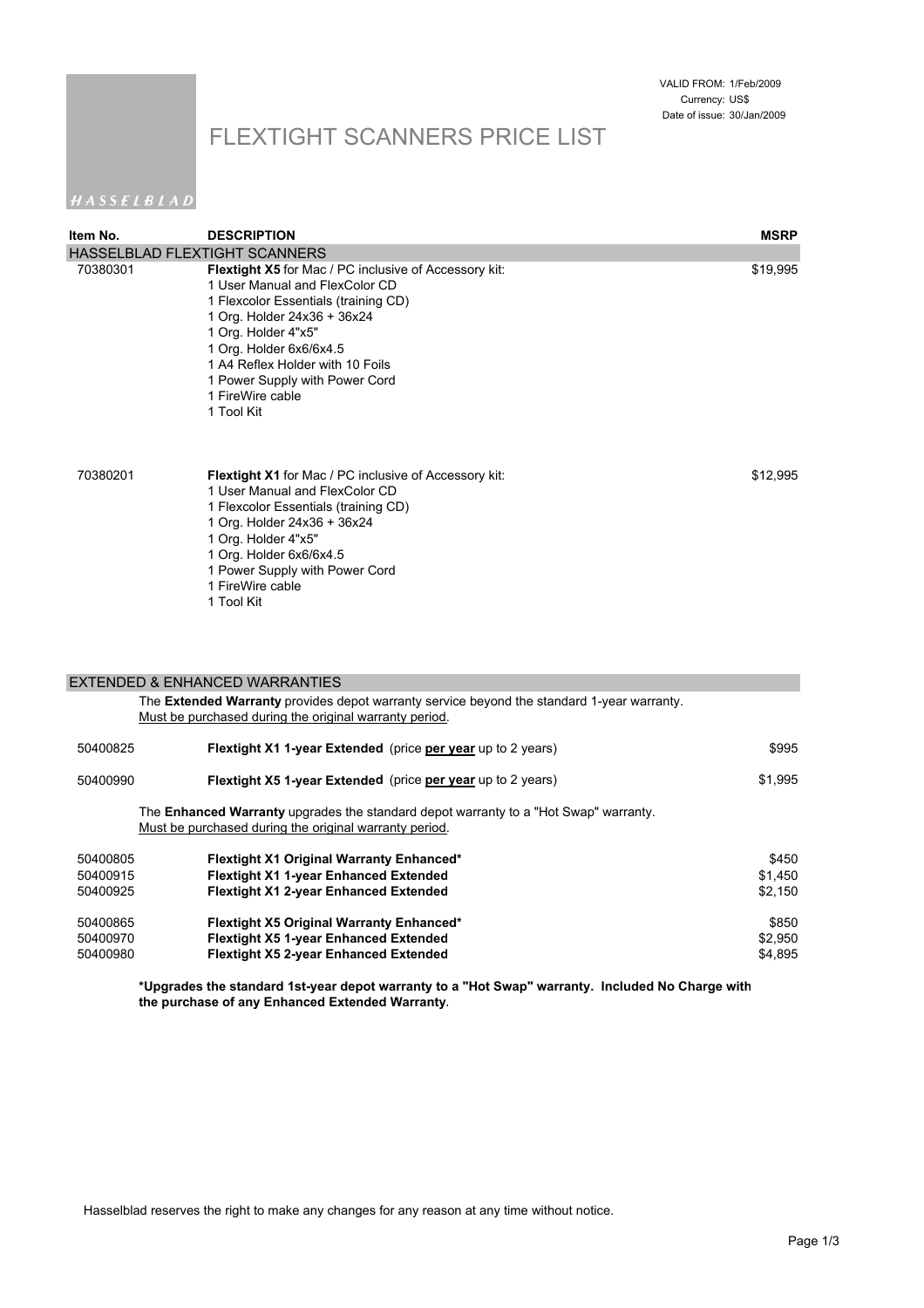VALID FROM: 1/Feb/2009
Currency: US$
Date of issue: 30/Jan/2009

# FLEXTIGHT SCANNERS PRICE LIST

HASSELBLAD

| Item No. | DESCRIPTION | MSRP |
|---|---|---|
| **HASSELBLAD FLEXTIGHT SCANNERS** | | |
| 70380301 | **Flextight X5** for Mac / PC inclusive of Accessory kit:<br>1 User Manual and FlexColor CD<br>1 Flexcolor Essentials (training CD)<br>1 Org. Holder 24x36 + 36x24<br>1 Org. Holder 4"x5"<br>1 Org. Holder 6x6/6x4.5<br>1 A4 Reflex Holder with 10 Foils<br>1 Power Supply with Power Cord<br>1 FireWire cable<br>1 Tool Kit | $19,995 |
| 70380201 | **Flextight X1** for Mac / PC inclusive of Accessory kit:<br>1 User Manual and FlexColor CD<br>1 Flexcolor Essentials (training CD)<br>1 Org. Holder 24x36 + 36x24<br>1 Org. Holder 4"x5"<br>1 Org. Holder 6x6/6x4.5<br>1 Power Supply with Power Cord<br>1 FireWire cable<br>1 Tool Kit | $12,995 |

## EXTENDED & ENHANCED WARRANTIES

The **Extended Warranty** provides depot warranty service beyond the standard 1-year warranty.
Must be purchased during the original warranty period.

| Item No. | DESCRIPTION | MSRP |
|---|---|---|
| 50400825 | **Flextight X1 1-year Extended** (price **per year** up to 2 years) | $995 |
| 50400990 | **Flextight X5 1-year Extended** (price **per year** up to 2 years) | $1,995 |

The **Enhanced Warranty** upgrades the standard depot warranty to a "Hot Swap" warranty.
Must be purchased during the original warranty period.

| Item No. | DESCRIPTION | MSRP |
|---|---|---|
| 50400805 | **Flextight X1 Original Warranty Enhanced*** | $450 |
| 50400915 | **Flextight X1 1-year Enhanced Extended** | $1,450 |
| 50400925 | **Flextight X1 2-year Enhanced Extended** | $2,150 |
| 50400865 | **Flextight X5 Original Warranty Enhanced*** | $850 |
| 50400970 | **Flextight X5 1-year Enhanced Extended** | $2,950 |
| 50400980 | **Flextight X5 2-year Enhanced Extended** | $4,895 |

***Upgrades the standard 1st-year depot warranty to a "Hot Swap" warranty. Included No Charge with the purchase of any Enhanced Extended Warranty**.

Hasselblad reserves the right to make any changes for any reason at any time without notice.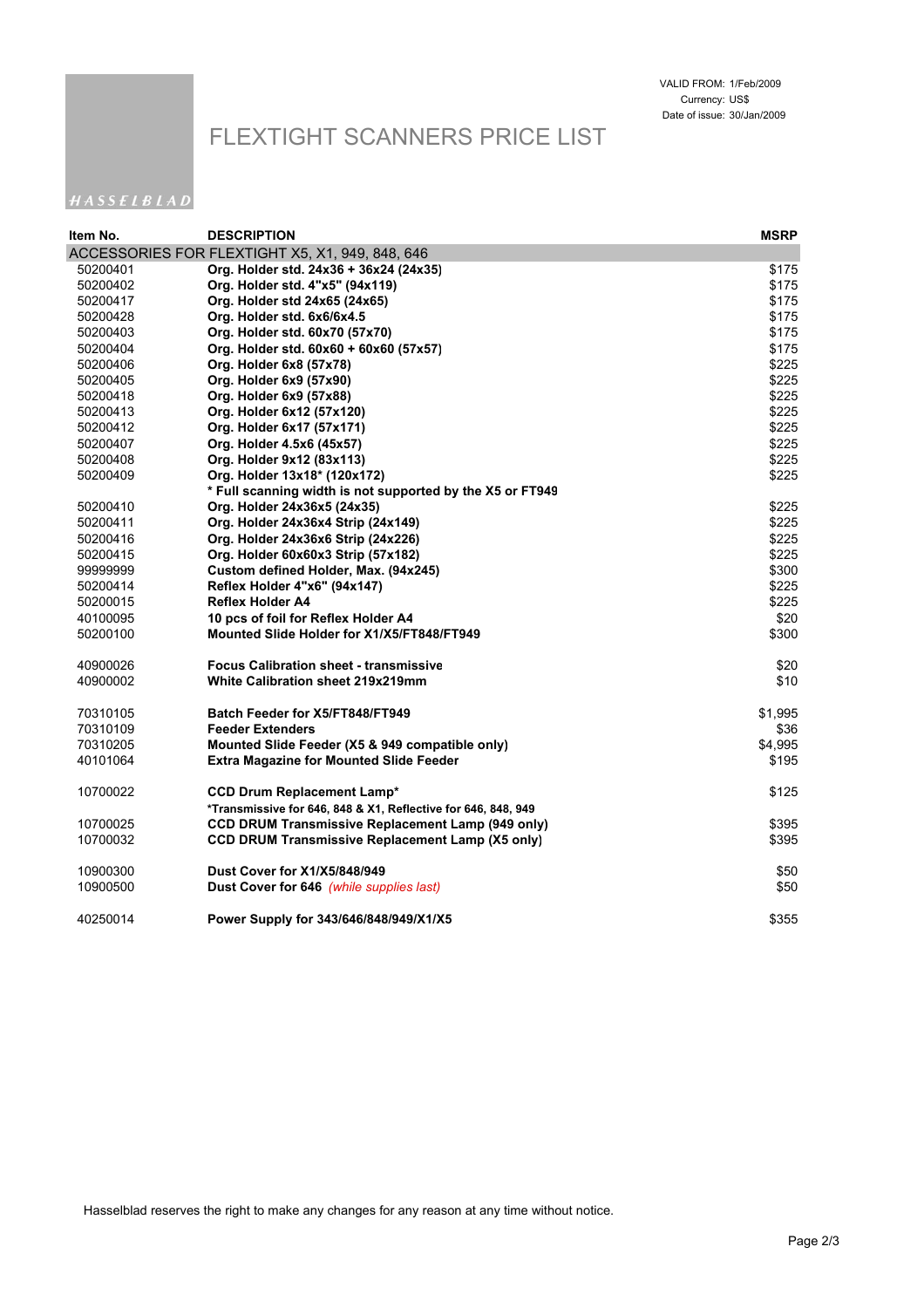VALID FROM: 1/Feb/2009
Currency: US$
Date of issue: 30/Jan/2009

# FLEXTIGHT SCANNERS PRICE LIST

HASSELBLAD

| Item No. | DESCRIPTION | MSRP |
|---|---|---|
| ACCESSORIES FOR FLEXTIGHT X5, X1, 949, 848, 646 | | |
| 50200401 | **Org. Holder std. 24x36 + 36x24 (24x35)** | $175 |
| 50200402 | **Org. Holder std. 4"x5" (94x119)** | $175 |
| 50200417 | **Org. Holder std 24x65 (24x65)** | $175 |
| 50200428 | **Org. Holder std. 6x6/6x4.5** | $175 |
| 50200403 | **Org. Holder std. 60x70 (57x70)** | $175 |
| 50200404 | **Org. Holder std. 60x60 + 60x60 (57x57)** | $175 |
| 50200406 | **Org. Holder 6x8 (57x78)** | $225 |
| 50200405 | **Org. Holder 6x9 (57x90)** | $225 |
| 50200418 | **Org. Holder 6x9 (57x88)** | $225 |
| 50200413 | **Org. Holder 6x12 (57x120)** | $225 |
| 50200412 | **Org. Holder 6x17 (57x171)** | $225 |
| 50200407 | **Org. Holder 4.5x6 (45x57)** | $225 |
| 50200408 | **Org. Holder 9x12 (83x113)** | $225 |
| 50200409 | **Org. Holder 13x18* (120x172)** | $225 |
| | **\* Full scanning width is not supported by the X5 or FT949** | |
| 50200410 | **Org. Holder 24x36x5 (24x35)** | $225 |
| 50200411 | **Org. Holder 24x36x4 Strip (24x149)** | $225 |
| 50200416 | **Org. Holder 24x36x6 Strip (24x226)** | $225 |
| 50200415 | **Org. Holder 60x60x3 Strip (57x182)** | $225 |
| 99999999 | **Custom defined Holder, Max. (94x245)** | $300 |
| 50200414 | **Reflex Holder 4"x6" (94x147)** | $225 |
| 50200015 | **Reflex Holder A4** | $225 |
| 40100095 | **10 pcs of foil for Reflex Holder A4** | $20 |
| 50200100 | **Mounted Slide Holder for X1/X5/FT848/FT949** | $300 |
| | | |
| 40900026 | **Focus Calibration sheet - transmissive** | $20 |
| 40900002 | **White Calibration sheet 219x219mm** | $10 |
| | | |
| 70310105 | **Batch Feeder for X5/FT848/FT949** | $1,995 |
| 70310109 | **Feeder Extenders** | $36 |
| 70310205 | **Mounted Slide Feeder (X5 & 949 compatible only)** | $4,995 |
| 40101064 | **Extra Magazine for Mounted Slide Feeder** | $195 |
| | | |
| 10700022 | **CCD Drum Replacement Lamp*** | $125 |
| | **\*Transmissive for 646, 848 & X1, Reflective for 646, 848, 949** | |
| 10700025 | **CCD DRUM Transmissive Replacement Lamp (949 only)** | $395 |
| 10700032 | **CCD DRUM Transmissive Replacement Lamp (X5 only)** | $395 |
| | | |
| 10900300 | **Dust Cover for X1/X5/848/949** | $50 |
| 10900500 | **Dust Cover for 646** *(while supplies last)* | $50 |
| | | |
| 40250014 | **Power Supply for 343/646/848/949/X1/X5** | $355 |

Hasselblad reserves the right to make any changes for any reason at any time without notice.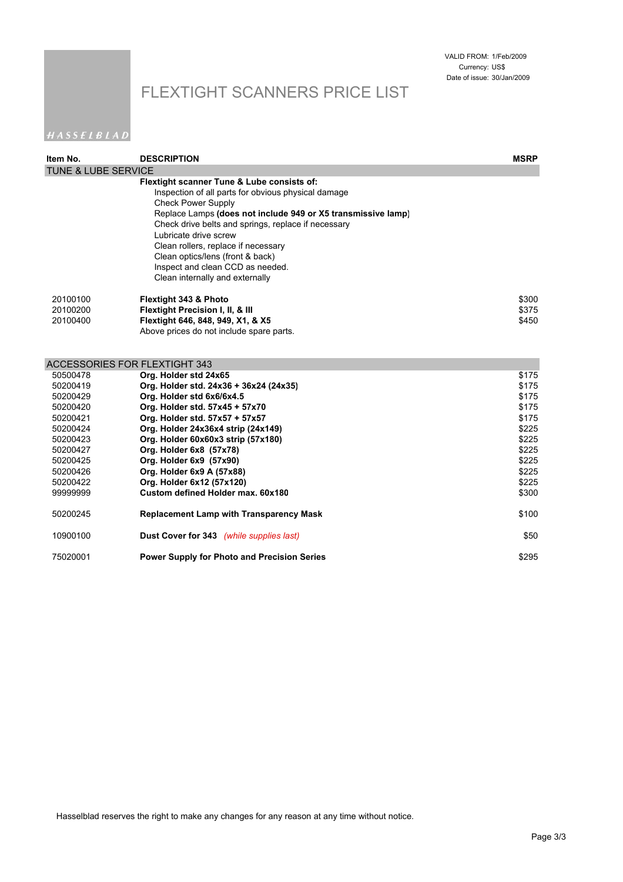HASSELBLAD

VALID FROM: 1/Feb/2009
Currency: US$
Date of issue: 30/Jan/2009

# FLEXTIGHT SCANNERS PRICE LIST

| Item No. | DESCRIPTION | MSRP |
|---|---|---|
| **TUNE & LUBE SERVICE** | | |
| | **Flextight scanner Tune & Lube consists of:** | |
| | Inspection of all parts for obvious physical damage | |
| | Check Power Supply | |
| | Replace Lamps **(does not include 949 or X5 transmissive lamp)** | |
| | Check drive belts and springs, replace if necessary | |
| | Lubricate drive screw | |
| | Clean rollers, replace if necessary | |
| | Clean optics/lens (front & back) | |
| | Inspect and clean CCD as needed. | |
| | Clean internally and externally | |
| 20100100 | **Flextight 343 & Photo** | $300 |
| 20100200 | **Flextight Precision I, II, & III** | $375 |
| 20100400 | **Flextight 646, 848, 949, X1, & X5** | $450 |
| | Above prices do not include spare parts. | |
| **ACCESSORIES FOR FLEXTIGHT 343** | | |
| 50500478 | **Org. Holder std 24x65** | $175 |
| 50200419 | **Org. Holder std. 24x36 + 36x24 (24x35)** | $175 |
| 50200429 | **Org. Holder std 6x6/6x4.5** | $175 |
| 50200420 | **Org. Holder std. 57x45 + 57x70** | $175 |
| 50200421 | **Org. Holder std. 57x57 + 57x57** | $175 |
| 50200424 | **Org. Holder 24x36x4 strip (24x149)** | $225 |
| 50200423 | **Org. Holder 60x60x3 strip (57x180)** | $225 |
| 50200427 | **Org. Holder 6x8 (57x78)** | $225 |
| 50200425 | **Org. Holder 6x9 (57x90)** | $225 |
| 50200426 | **Org. Holder 6x9 A (57x88)** | $225 |
| 50200422 | **Org. Holder 6x12 (57x120)** | $225 |
| 99999999 | **Custom defined Holder max. 60x180** | $300 |
| 50200245 | **Replacement Lamp with Transparency Mask** | $100 |
| 10900100 | **Dust Cover for 343** *(while supplies last)* | $50 |
| 75020001 | **Power Supply for Photo and Precision Series** | $295 |

Hasselblad reserves the right to make any changes for any reason at any time without notice.